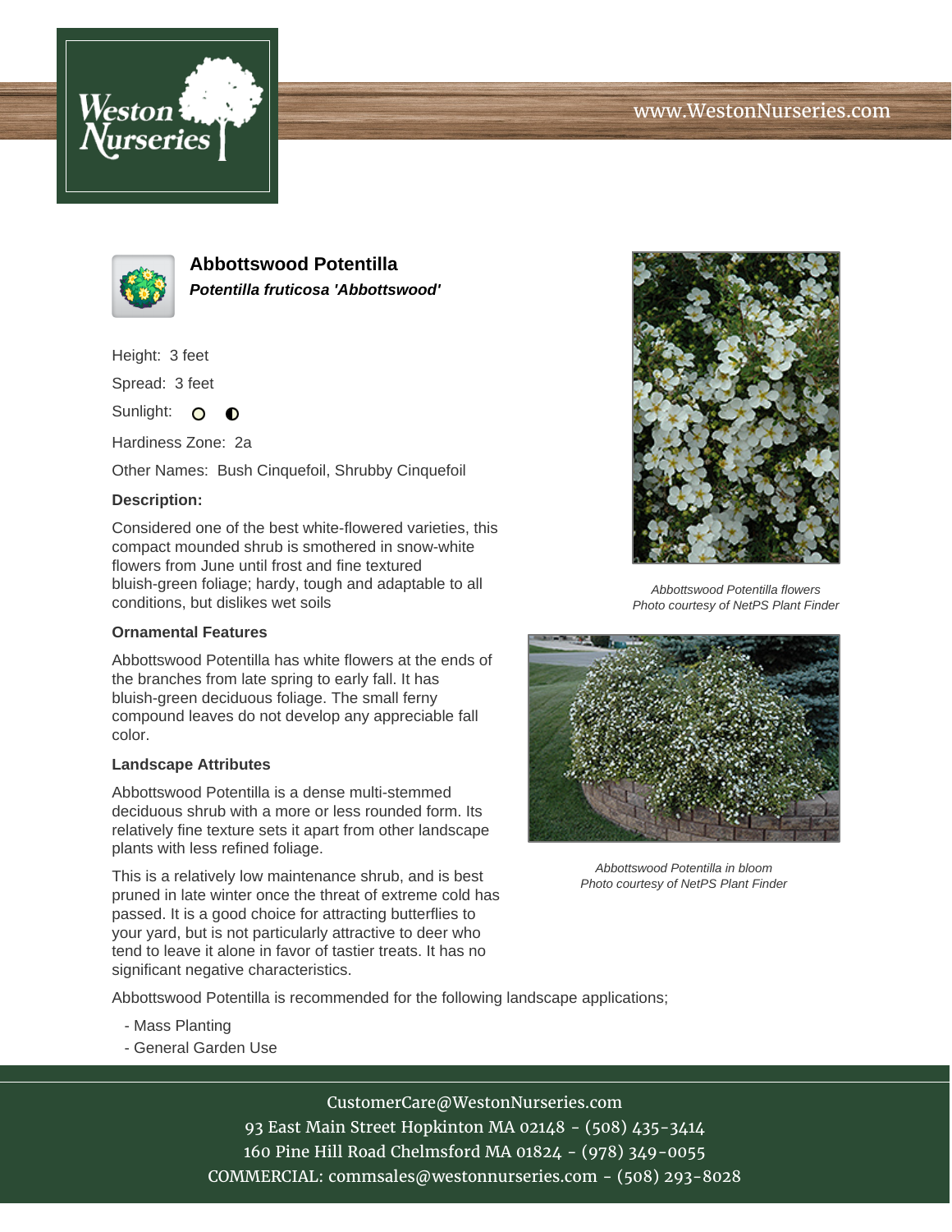# Abbottswood Potentilla

***Potentilla fruticosa 'Abbottswood'***

Height: 3 feet

Spread: 3 feet

Sunlight: ○ ◐

Hardiness Zone: 2a

Other Names: Bush Cinquefoil, Shrubby Cinquefoil

**Description:**

Considered one of the best white-flowered varieties, this compact mounded shrub is smothered in snow-white flowers from June until frost and fine textured bluish-green foliage; hardy, tough and adaptable to all conditions, but dislikes wet soils

*Abbottswood Potentilla flowers*
*Photo courtesy of NetPS Plant Finder*

### Ornamental Features

Abbottswood Potentilla has white flowers at the ends of the branches from late spring to early fall. It has bluish-green deciduous foliage. The small ferny compound leaves do not develop any appreciable fall color.

### Landscape Attributes

Abbottswood Potentilla is a dense multi-stemmed deciduous shrub with a more or less rounded form. Its relatively fine texture sets it apart from other landscape plants with less refined foliage.

This is a relatively low maintenance shrub, and is best pruned in late winter once the threat of extreme cold has passed. It is a good choice for attracting butterflies to your yard, but is not particularly attractive to deer who tend to leave it alone in favor of tastier treats. It has no significant negative characteristics.

*Abbottswood Potentilla in bloom*
*Photo courtesy of NetPS Plant Finder*

Abbottswood Potentilla is recommended for the following landscape applications;

- Mass Planting
- General Garden Use

CustomerCare@WestonNurseries.com
93 East Main Street Hopkinton MA 02148 - (508) 435-3414
160 Pine Hill Road Chelmsford MA 01824 - (978) 349-0055
COMMERCIAL: commsales@westonnurseries.com - (508) 293-8028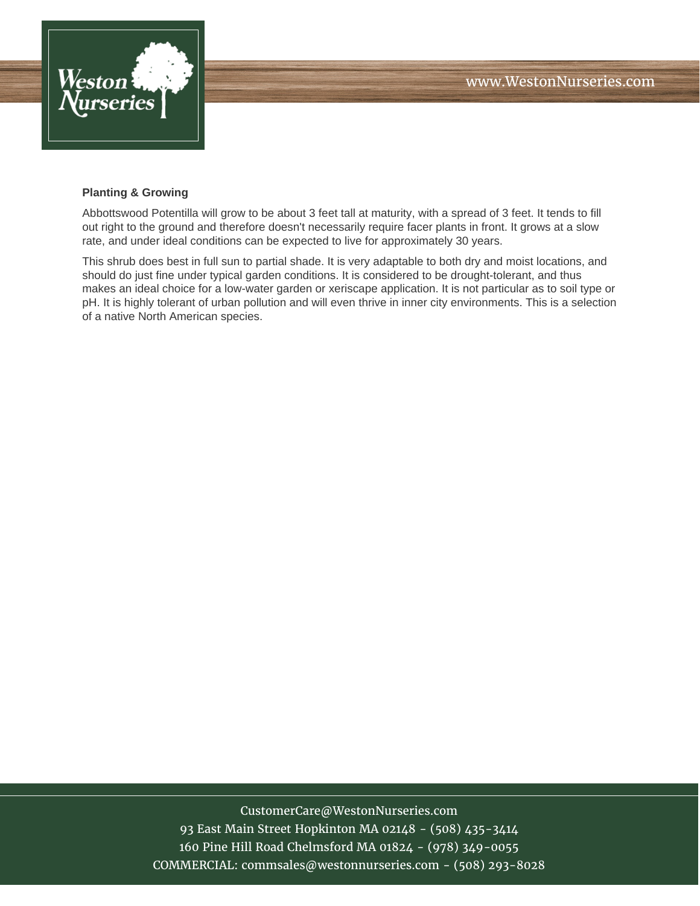**Planting & Growing**

Abbottswood Potentilla will grow to be about 3 feet tall at maturity, with a spread of 3 feet. It tends to fill out right to the ground and therefore doesn't necessarily require facer plants in front. It grows at a slow rate, and under ideal conditions can be expected to live for approximately 30 years.

This shrub does best in full sun to partial shade. It is very adaptable to both dry and moist locations, and should do just fine under typical garden conditions. It is considered to be drought-tolerant, and thus makes an ideal choice for a low-water garden or xeriscape application. It is not particular as to soil type or pH. It is highly tolerant of urban pollution and will even thrive in inner city environments. This is a selection of a native North American species.